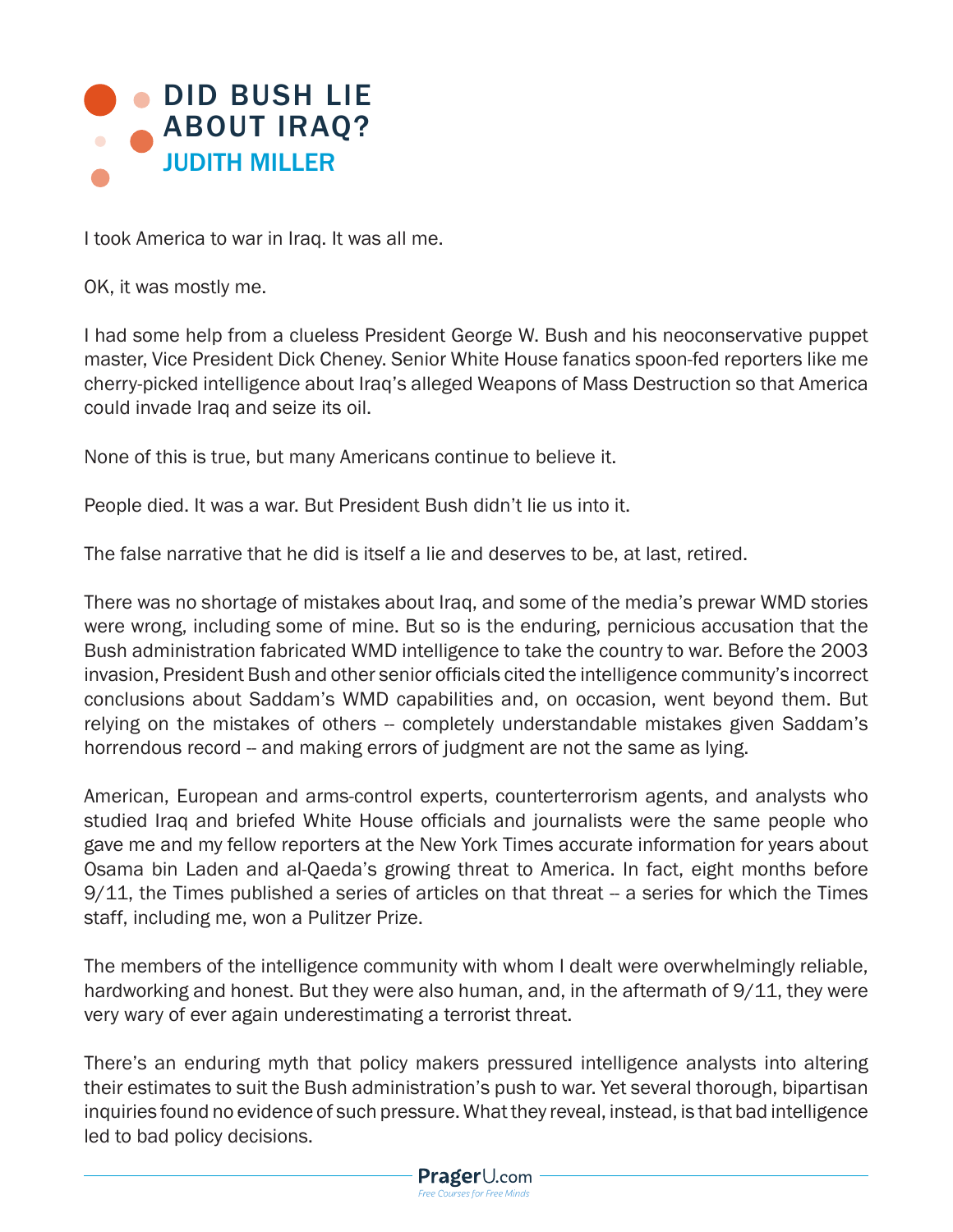# DID BUSH LIE ABOUT IRAQ?

## JUDITH MILLER

I took America to war in Iraq. It was all me.

OK, it was mostly me.

I had some help from a clueless President George W. Bush and his neoconservative puppet master, Vice President Dick Cheney. Senior White House fanatics spoon-fed reporters like me cherry-picked intelligence about Iraq's alleged Weapons of Mass Destruction so that America could invade Iraq and seize its oil.

None of this is true, but many Americans continue to believe it.

People died. It was a war. But President Bush didn't lie us into it.

The false narrative that he did is itself a lie and deserves to be, at last, retired.

There was no shortage of mistakes about Iraq, and some of the media's prewar WMD stories were wrong, including some of mine. But so is the enduring, pernicious accusation that the Bush administration fabricated WMD intelligence to take the country to war. Before the 2003 invasion, President Bush and other senior officials cited the intelligence community's incorrect conclusions about Saddam's WMD capabilities and, on occasion, went beyond them. But relying on the mistakes of others -- completely understandable mistakes given Saddam's horrendous record -- and making errors of judgment are not the same as lying.

American, European and arms-control experts, counterterrorism agents, and analysts who studied Iraq and briefed White House officials and journalists were the same people who gave me and my fellow reporters at the New York Times accurate information for years about Osama bin Laden and al-Qaeda's growing threat to America. In fact, eight months before 9/11, the Times published a series of articles on that threat -- a series for which the Times staff, including me, won a Pulitzer Prize.

The members of the intelligence community with whom I dealt were overwhelmingly reliable, hardworking and honest. But they were also human, and, in the aftermath of 9/11, they were very wary of ever again underestimating a terrorist threat.

There's an enduring myth that policy makers pressured intelligence analysts into altering their estimates to suit the Bush administration's push to war. Yet several thorough, bipartisan inquiries found no evidence of such pressure. What they reveal, instead, is that bad intelligence led to bad policy decisions.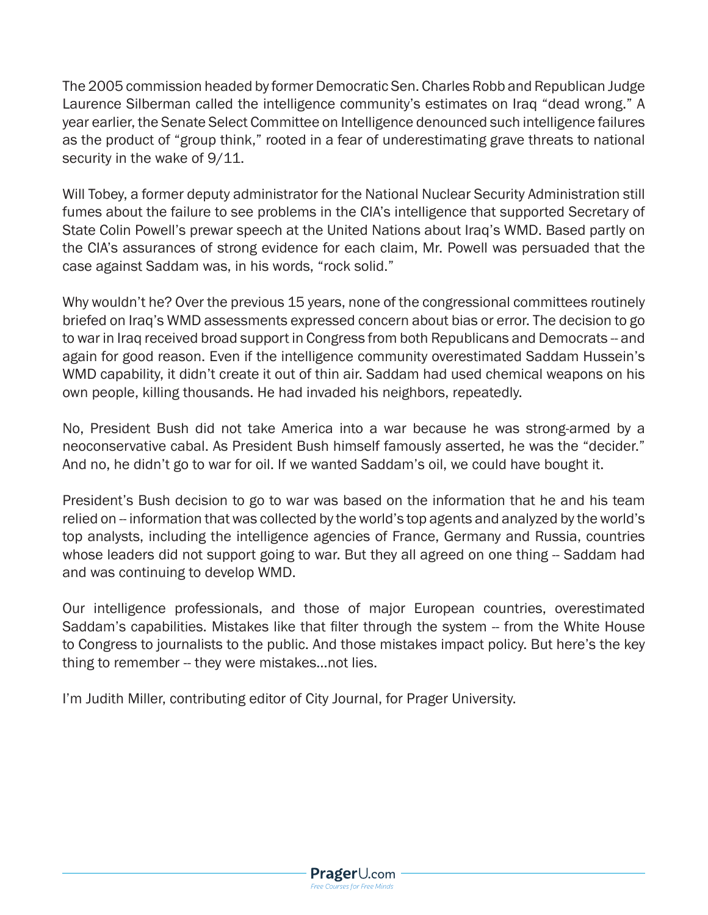The 2005 commission headed by former Democratic Sen. Charles Robb and Republican Judge Laurence Silberman called the intelligence community's estimates on Iraq "dead wrong." A year earlier, the Senate Select Committee on Intelligence denounced such intelligence failures as the product of "group think," rooted in a fear of underestimating grave threats to national security in the wake of 9/11.

Will Tobey, a former deputy administrator for the National Nuclear Security Administration still fumes about the failure to see problems in the CIA's intelligence that supported Secretary of State Colin Powell's prewar speech at the United Nations about Iraq's WMD. Based partly on the CIA's assurances of strong evidence for each claim, Mr. Powell was persuaded that the case against Saddam was, in his words, "rock solid."

Why wouldn't he? Over the previous 15 years, none of the congressional committees routinely briefed on Iraq's WMD assessments expressed concern about bias or error. The decision to go to war in Iraq received broad support in Congress from both Republicans and Democrats -- and again for good reason. Even if the intelligence community overestimated Saddam Hussein's WMD capability, it didn't create it out of thin air. Saddam had used chemical weapons on his own people, killing thousands. He had invaded his neighbors, repeatedly.

No, President Bush did not take America into a war because he was strong-armed by a neoconservative cabal. As President Bush himself famously asserted, he was the "decider." And no, he didn't go to war for oil. If we wanted Saddam's oil, we could have bought it.

President's Bush decision to go to war was based on the information that he and his team relied on -- information that was collected by the world's top agents and analyzed by the world's top analysts, including the intelligence agencies of France, Germany and Russia, countries whose leaders did not support going to war. But they all agreed on one thing -- Saddam had and was continuing to develop WMD.

Our intelligence professionals, and those of major European countries, overestimated Saddam's capabilities. Mistakes like that filter through the system -- from the White House to Congress to journalists to the public. And those mistakes impact policy. But here's the key thing to remember -- they were mistakes...not lies.

I'm Judith Miller, contributing editor of City Journal, for Prager University.